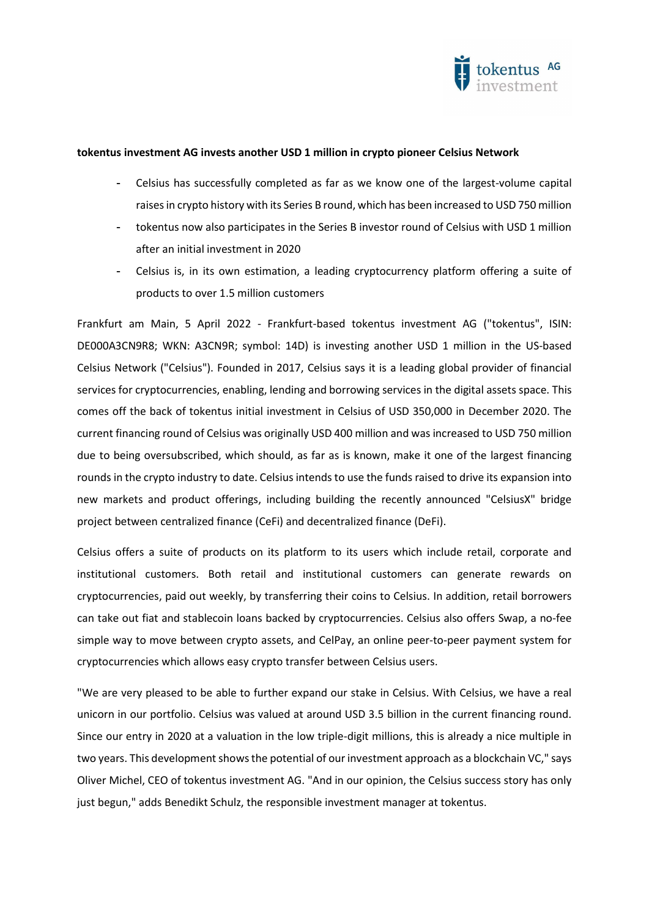**tokentus investment AG invests another USD 1 million in crypto pioneer Celsius Network**

- Celsius has successfully completed as far as we know one of the largest-volume capital raises in crypto history with its Series B round, which has been increased to USD 750 million
- tokentus now also participates in the Series B investor round of Celsius with USD 1 million after an initial investment in 2020
- Celsius is, in its own estimation, a leading cryptocurrency platform offering a suite of products to over 1.5 million customers

Frankfurt am Main, 5 April 2022 - Frankfurt-based tokentus investment AG ("tokentus", ISIN: DE000A3CN9R8; WKN: A3CN9R; symbol: 14D) is investing another USD 1 million in the US-based Celsius Network ("Celsius"). Founded in 2017, Celsius says it is a leading global provider of financial services for cryptocurrencies, enabling, lending and borrowing services in the digital assets space. This comes off the back of tokentus initial investment in Celsius of USD 350,000 in December 2020. The current financing round of Celsius was originally USD 400 million and was increased to USD 750 million due to being oversubscribed, which should, as far as is known, make it one of the largest financing rounds in the crypto industry to date. Celsius intends to use the funds raised to drive its expansion into new markets and product offerings, including building the recently announced "CelsiusX" bridge project between centralized finance (CeFi) and decentralized finance (DeFi).

Celsius offers a suite of products on its platform to its users which include retail, corporate and institutional customers. Both retail and institutional customers can generate rewards on cryptocurrencies, paid out weekly, by transferring their coins to Celsius. In addition, retail borrowers can take out fiat and stablecoin loans backed by cryptocurrencies. Celsius also offers Swap, a no-fee simple way to move between crypto assets, and CelPay, an online peer-to-peer payment system for cryptocurrencies which allows easy crypto transfer between Celsius users.

"We are very pleased to be able to further expand our stake in Celsius. With Celsius, we have a real unicorn in our portfolio. Celsius was valued at around USD 3.5 billion in the current financing round. Since our entry in 2020 at a valuation in the low triple-digit millions, this is already a nice multiple in two years. This development shows the potential of our investment approach as a blockchain VC," says Oliver Michel, CEO of tokentus investment AG. "And in our opinion, the Celsius success story has only just begun," adds Benedikt Schulz, the responsible investment manager at tokentus.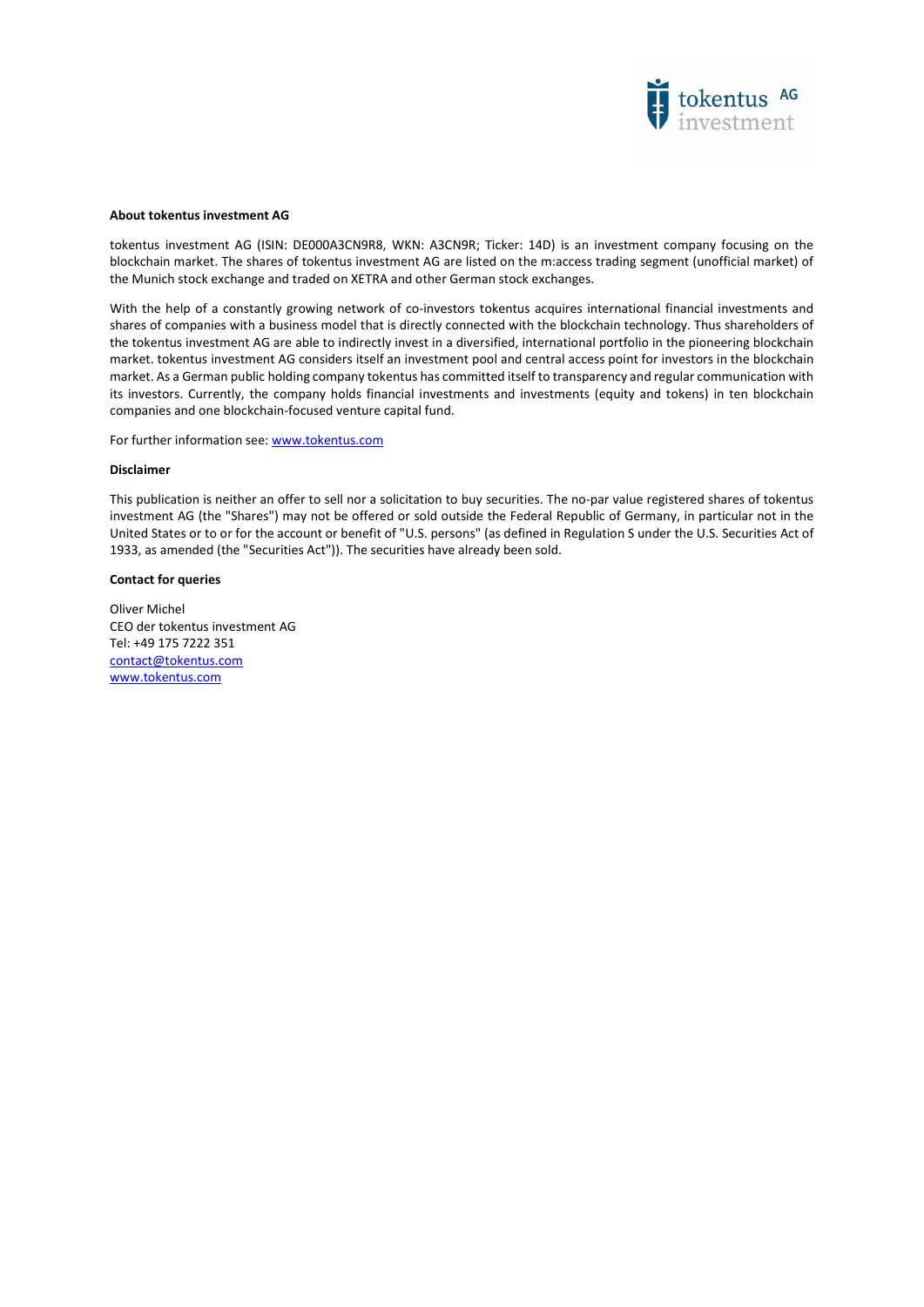**About tokentus investment AG**

tokentus investment AG (ISIN: DE000A3CN9R8, WKN: A3CN9R; Ticker: 14D) is an investment company focusing on the blockchain market. The shares of tokentus investment AG are listed on the m:access trading segment (unofficial market) of the Munich stock exchange and traded on XETRA and other German stock exchanges.

With the help of a constantly growing network of co-investors tokentus acquires international financial investments and shares of companies with a business model that is directly connected with the blockchain technology. Thus shareholders of the tokentus investment AG are able to indirectly invest in a diversified, international portfolio in the pioneering blockchain market. tokentus investment AG considers itself an investment pool and central access point for investors in the blockchain market. As a German public holding company tokentus has committed itself to transparency and regular communication with its investors. Currently, the company holds financial investments and investments (equity and tokens) in ten blockchain companies and one blockchain-focused venture capital fund.

For further information see: [www.tokentus.com](http://www.tokentus.com)

**Disclaimer**

This publication is neither an offer to sell nor a solicitation to buy securities. The no-par value registered shares of tokentus investment AG (the "Shares") may not be offered or sold outside the Federal Republic of Germany, in particular not in the United States or to or for the account or benefit of "U.S. persons" (as defined in Regulation S under the U.S. Securities Act of 1933, as amended (the "Securities Act")). The securities have already been sold.

**Contact for queries**

Oliver Michel
CEO der tokentus investment AG
Tel: +49 175 7222 351
[contact@tokentus.com](mailto:contact@tokentus.com)
[www.tokentus.com](http://www.tokentus.com)